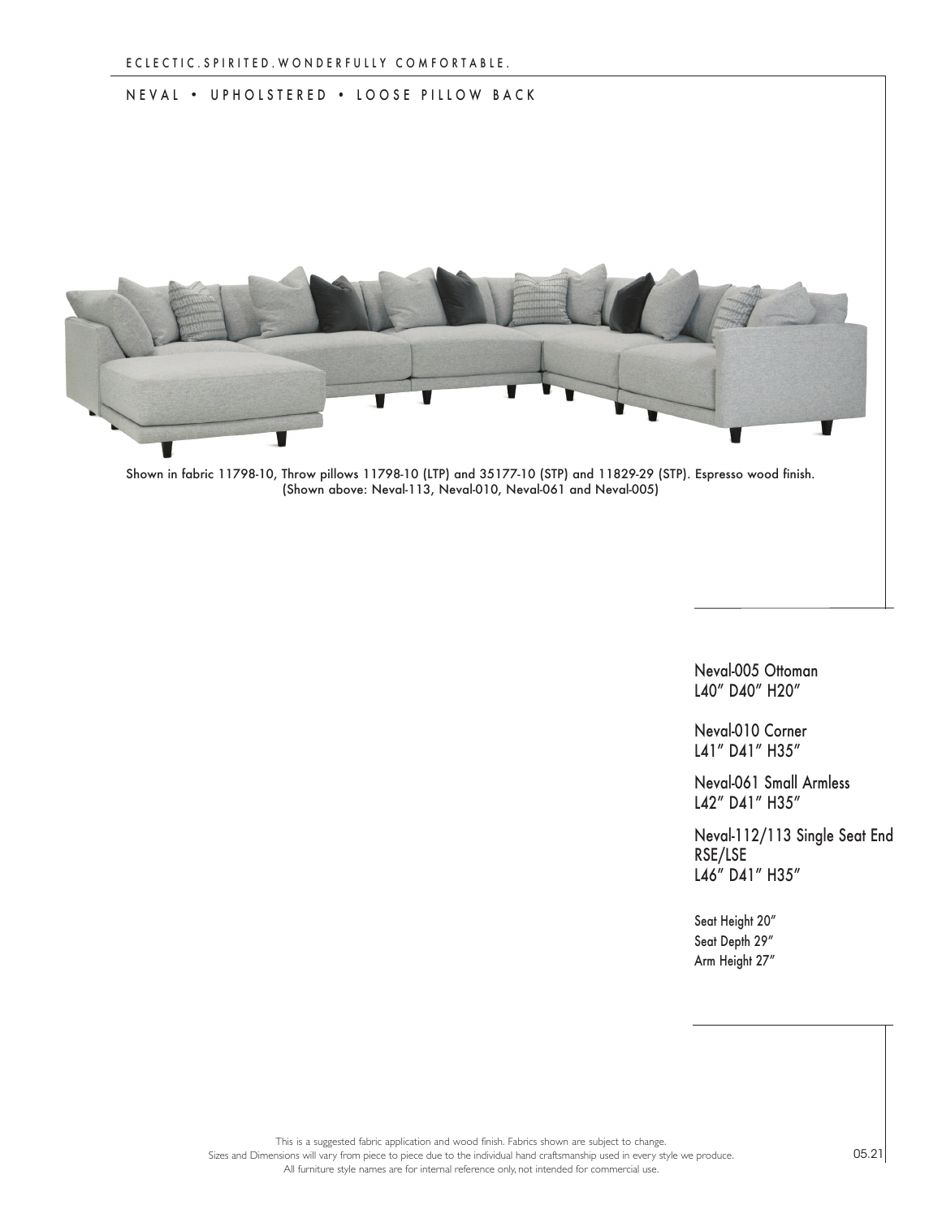ECLECTIC.SPIRITED.WONDERFULLY COMFORTABLE.

NEVAL • UPHOLSTERED • LOOSE PILLOW BACK

Shown in fabric 11798-10, Throw pillows 11798-10 (LTP) and 35177-10 (STP) and 11829-29 (STP). Espresso wood finish. (Shown above: Neval-113, Neval-010, Neval-061 and Neval-005)

Neval-005 Ottoman
L40″ D40″ H20″

Neval-010 Corner
L41″ D41″ H35″

Neval-061 Small Armless
L42″ D41″ H35″

Neval-112/113 Single Seat End
RSE/LSE
L46″ D41″ H35″

Seat Height 20″
Seat Depth 29″
Arm Height 27″

This is a suggested fabric application and wood finish. Fabrics shown are subject to change.
Sizes and Dimensions will vary from piece to piece due to the individual hand craftsmanship used in every style we produce.
All furniture style names are for internal reference only, not intended for commercial use.

05.21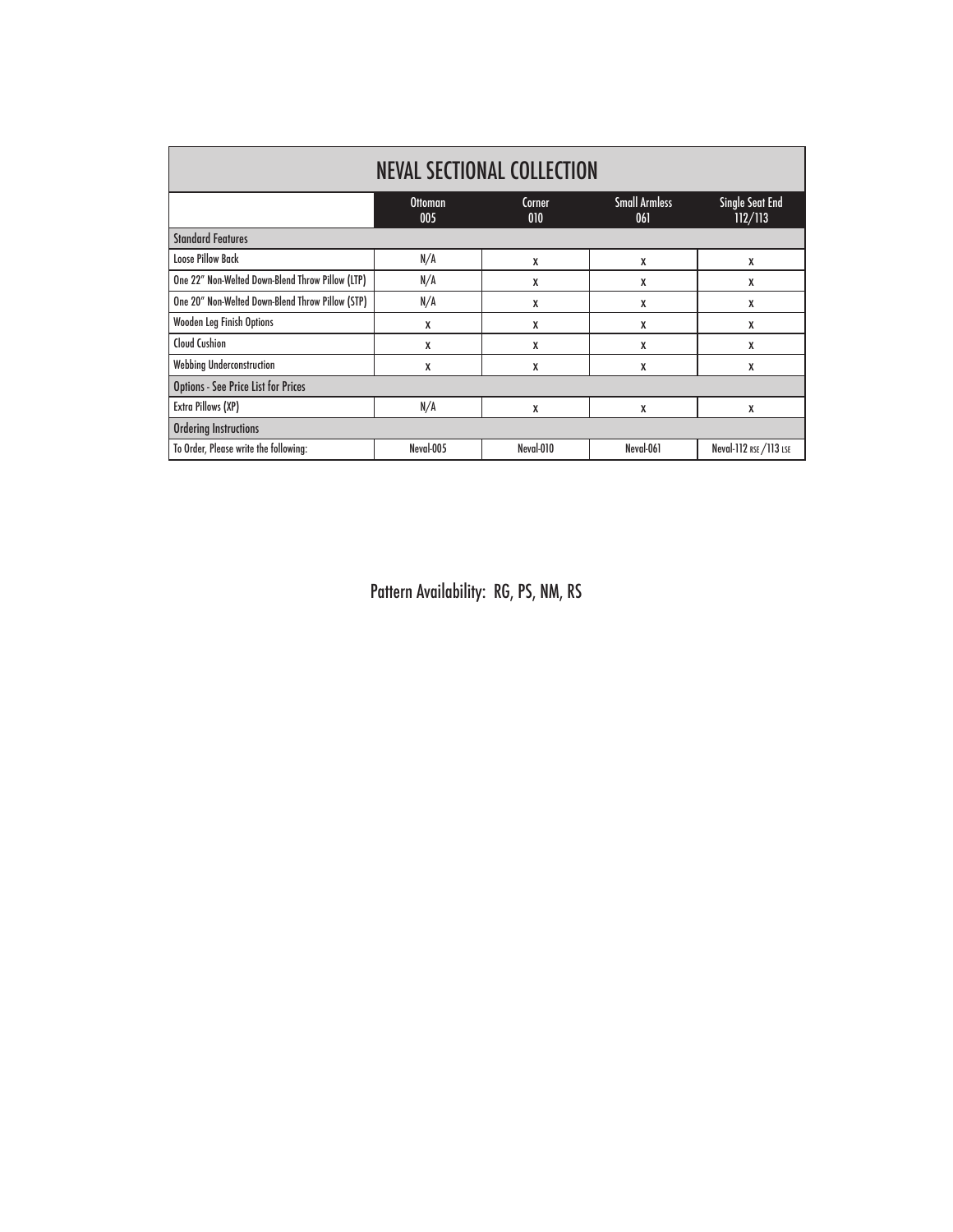| NEVAL SECTIONAL COLLECTION | | | | |
|---|---|---|---|---|
| | Ottoman 005 | Corner 010 | Small Armless 061 | Single Seat End 112/113 |
| Standard Features | | | | |
| Loose Pillow Back | N/A | X | X | X |
| One 22" Non-Welted Down-Blend Throw Pillow (LTP) | N/A | X | X | X |
| One 20" Non-Welted Down-Blend Throw Pillow (STP) | N/A | X | X | X |
| Wooden Leg Finish Options | X | X | X | X |
| Cloud Cushion | X | X | X | X |
| Webbing Underconstruction | X | X | X | X |
| Options - See Price List for Prices | | | | |
| Extra Pillows (XP) | N/A | X | X | X |
| Ordering Instructions | | | | |
| To Order, Please write the following: | Neval-005 | Neval-010 | Neval-061 | Neval-112 RSE / 113 LSE |

Pattern Availability: RG, PS, NM, RS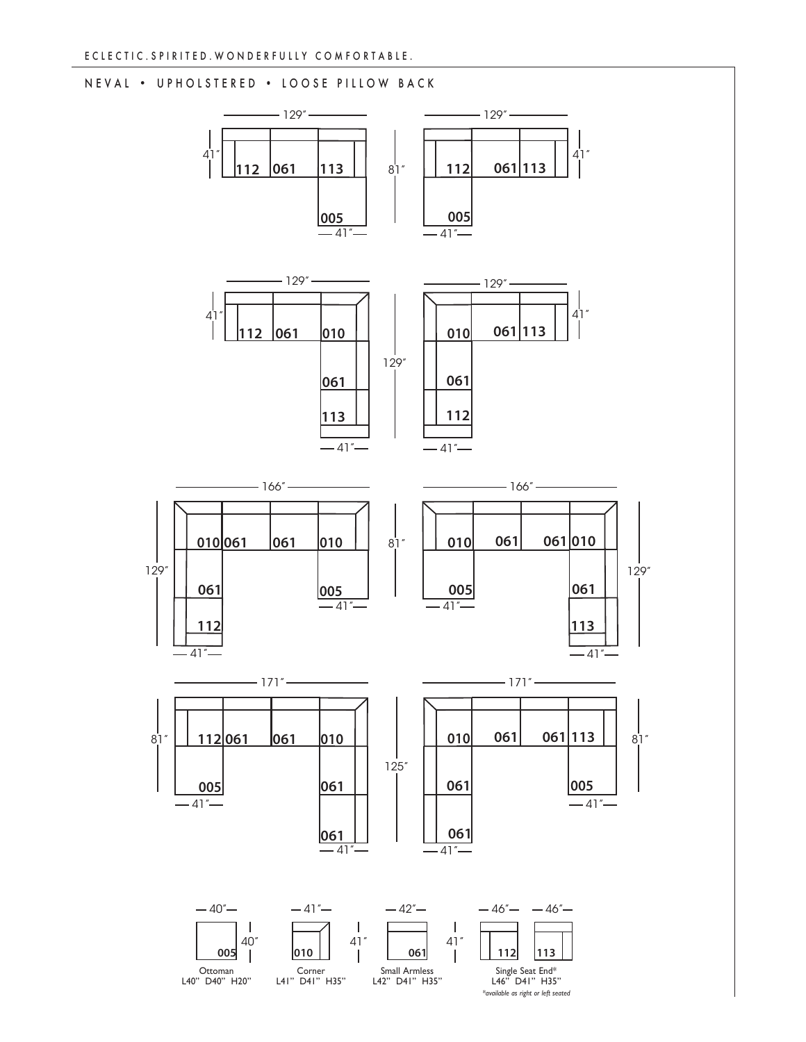ECLECTIC.SPIRITED.WONDERFULLY COMFORTABLE.

## NEVAL • UPHOLSTERED • LOOSE PILLOW BACK

129″
41″
112 061 113
005
41″

81″

129″
41″
112 061 113
005
41″

129″
41″
112 061 010
061
113
41″

129″

129″
41″
010 061 113
061
112
41″

166″
129″
010 061 061 010
061
112
005
41″
41″

81″

166″
129″
010 061 061 010
005
061
113
41″
41″

171″
81″
112 061 061 010
005
061
061
41″
41″

125″

171″
81″
010 061 061 113
061
061
005
41″
41″

40″
40″
005
Ottoman
L40" D40" H20"

41″
41″
010
Corner
L41" D41" H35"

42″
41″
061
Small Armless
L42" D41" H35"

46″ 46″
112 113
Single Seat End*
L46" D41" H35"
*available as right or left seated